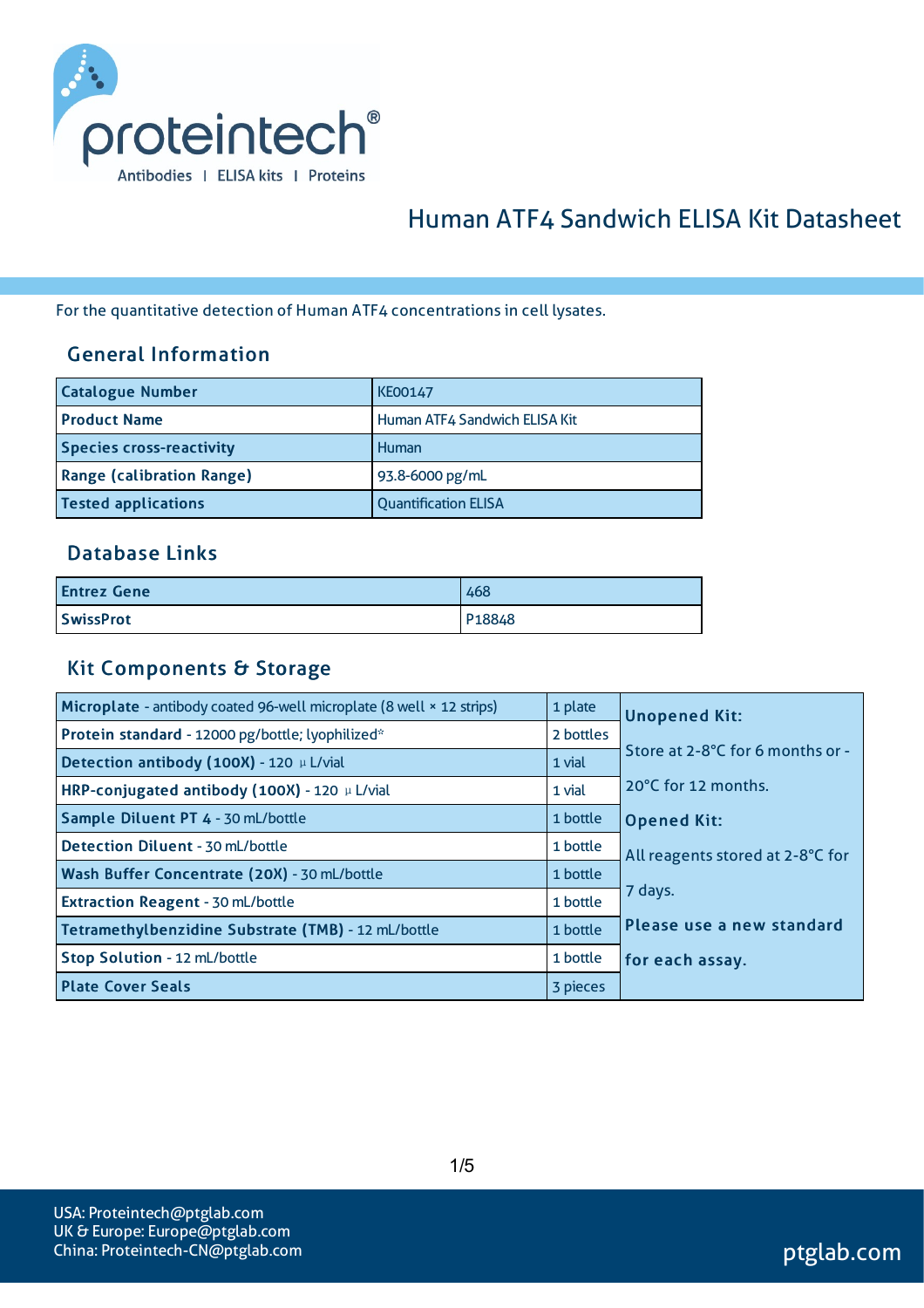# Human ATF4 Sandwich ELISA Kit Datasheet

For the quantitative detection of Human ATF4 concentrations in cell lysates.

## General Information

| Catalogue Number | KE00147 |
|---|---|
| Product Name | Human ATF4 Sandwich ELISA Kit |
| Species cross-reactivity | Human |
| Range (calibration Range) | 93.8-6000 pg/mL |
| Tested applications | Quantification ELISA |

## Database Links

| Entrez Gene | 468 |
|---|---|
| SwissProt | P18848 |

## Kit Components & Storage

| Component | Quantity | Storage |
|---|---|---|
| **Microplate** - antibody coated 96-well microplate (8 well × 12 strips) | 1 plate | **Unopened Kit:** Store at 2-8°C for 6 months or -20°C for 12 months. **Opened Kit:** All reagents stored at 2-8°C for 7 days. **Please use a new standard for each assay.** |
| **Protein standard** - 12000 pg/bottle; lyophilized* | 2 bottles | |
| **Detection antibody (100X)** - 120 μL/vial | 1 vial | |
| **HRP-conjugated antibody (100X)** - 120 μL/vial | 1 vial | |
| **Sample Diluent PT 4** - 30 mL/bottle | 1 bottle | |
| **Detection Diluent** - 30 mL/bottle | 1 bottle | |
| **Wash Buffer Concentrate (20X)** - 30 mL/bottle | 1 bottle | |
| **Extraction Reagent** - 30 mL/bottle | 1 bottle | |
| **Tetramethylbenzidine Substrate (TMB)** - 12 mL/bottle | 1 bottle | |
| **Stop Solution** - 12 mL/bottle | 1 bottle | |
| **Plate Cover Seals** | 3 pieces | |

USA: Proteintech@ptglab.com
UK & Europe: Europe@ptglab.com
China: Proteintech-CN@ptglab.com

ptglab.com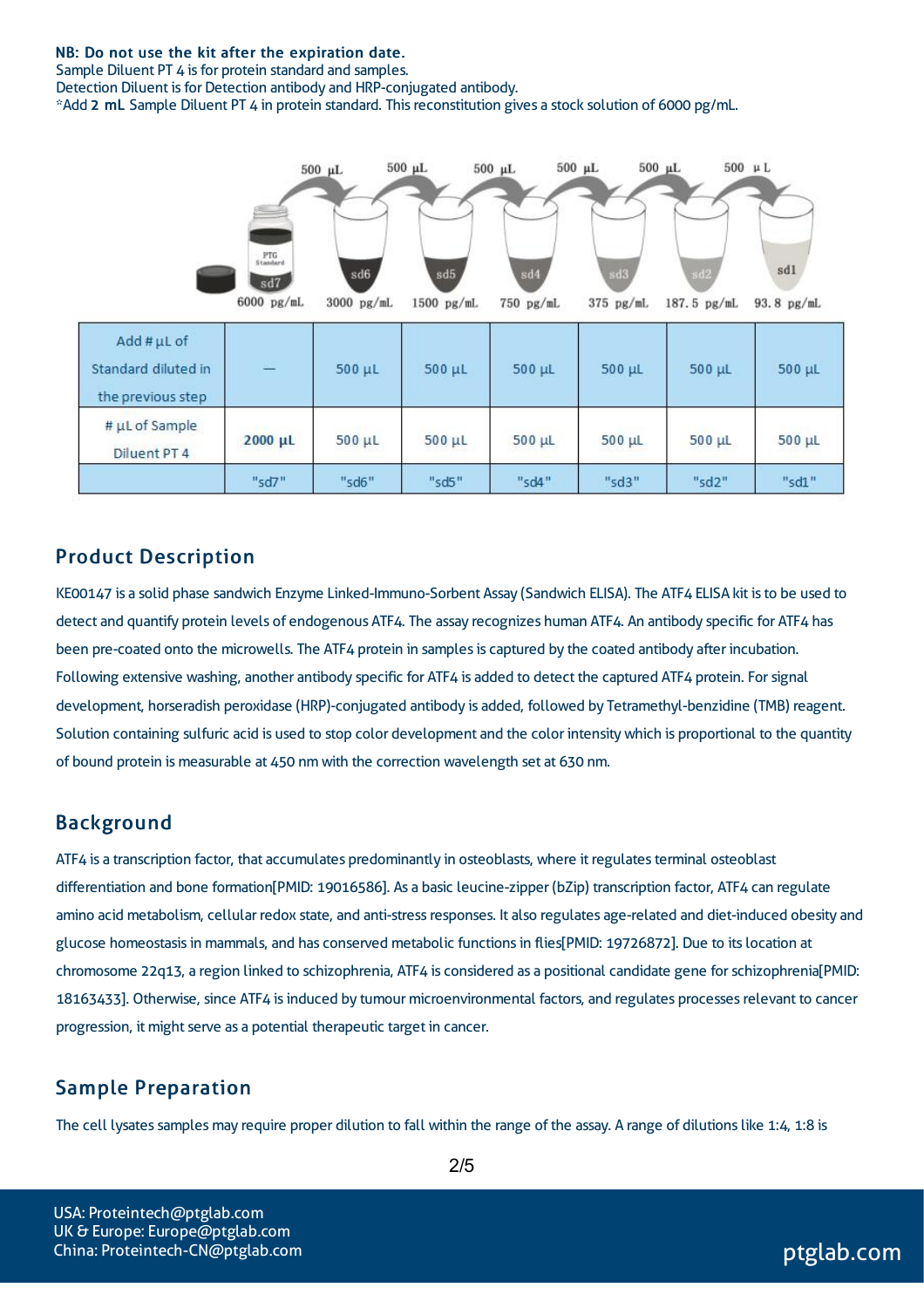**NB: Do not use the kit after the expiration date.**
Sample Diluent PT 4 is for protein standard and samples.
Detection Diluent is for Detection antibody and HRP-conjugated antibody.
*Add **2 mL** Sample Diluent PT 4 in protein standard. This reconstitution gives a stock solution of 6000 pg/mL.

| | sd7 | sd6 | sd5 | sd4 | sd3 | sd2 | sd1 |
|---|---|---|---|---|---|---|---|
| Concentration | 6000 pg/mL | 3000 pg/mL | 1500 pg/mL | 750 pg/mL | 375 pg/mL | 187.5 pg/mL | 93.8 pg/mL |
| Add # µL of Standard diluted in the previous step | — | 500 µL | 500 µL | 500 µL | 500 µL | 500 µL | 500 µL |
| # µL of Sample Diluent PT 4 | **2000 µL** | 500 µL | 500 µL | 500 µL | 500 µL | 500 µL | 500 µL |
| | "sd7" | "sd6" | "sd5" | "sd4" | "sd3" | "sd2" | "sd1" |

## Product Description

KE00147 is a solid phase sandwich Enzyme Linked-Immuno-Sorbent Assay (Sandwich ELISA). The ATF4 ELISA kit is to be used to detect and quantify protein levels of endogenous ATF4. The assay recognizes human ATF4. An antibody specific for ATF4 has been pre-coated onto the microwells. The ATF4 protein in samples is captured by the coated antibody after incubation. Following extensive washing, another antibody specific for ATF4 is added to detect the captured ATF4 protein. For signal development, horseradish peroxidase (HRP)-conjugated antibody is added, followed by Tetramethyl-benzidine (TMB) reagent. Solution containing sulfuric acid is used to stop color development and the color intensity which is proportional to the quantity of bound protein is measurable at 450 nm with the correction wavelength set at 630 nm.

## Background

ATF4 is a transcription factor, that accumulates predominantly in osteoblasts, where it regulates terminal osteoblast differentiation and bone formation[PMID: 19016586]. As a basic leucine-zipper (bZip) transcription factor, ATF4 can regulate amino acid metabolism, cellular redox state, and anti-stress responses. It also regulates age-related and diet-induced obesity and glucose homeostasis in mammals, and has conserved metabolic functions in flies[PMID: 19726872]. Due to its location at chromosome 22q13, a region linked to schizophrenia, ATF4 is considered as a positional candidate gene for schizophrenia[PMID: 18163433]. Otherwise, since ATF4 is induced by tumour microenvironmental factors, and regulates processes relevant to cancer progression, it might serve as a potential therapeutic target in cancer.

## Sample Preparation

The cell lysates samples may require proper dilution to fall within the range of the assay. A range of dilutions like 1:4, 1:8 is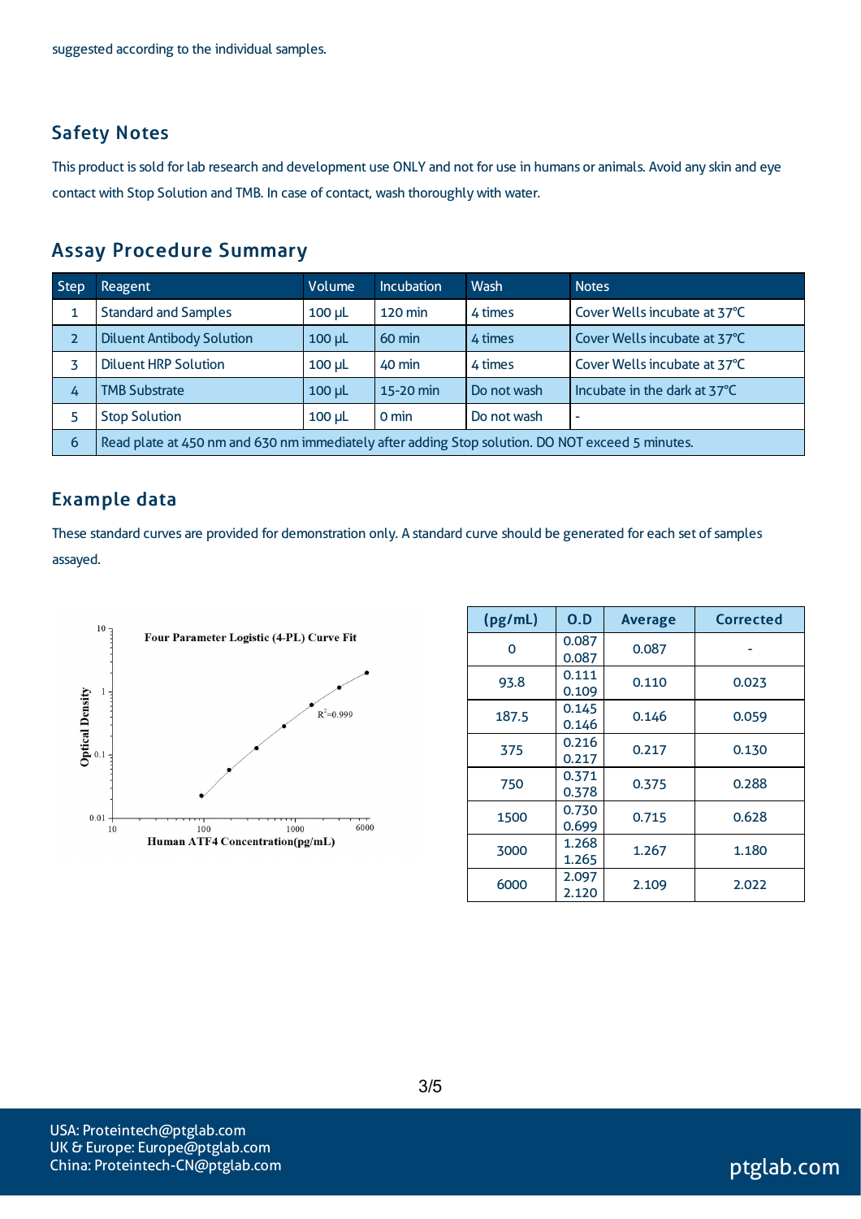suggested according to the individual samples.

## Safety Notes

This product is sold for lab research and development use ONLY and not for use in humans or animals. Avoid any skin and eye contact with Stop Solution and TMB. In case of contact, wash thoroughly with water.

## Assay Procedure Summary

| Step | Reagent | Volume | Incubation | Wash | Notes |
|---|---|---|---|---|---|
| 1 | Standard and Samples | 100 μL | 120 min | 4 times | Cover Wells incubate at 37°C |
| 2 | Diluent Antibody Solution | 100 μL | 60 min | 4 times | Cover Wells incubate at 37°C |
| 3 | Diluent HRP Solution | 100 μL | 40 min | 4 times | Cover Wells incubate at 37°C |
| 4 | TMB Substrate | 100 μL | 15-20 min | Do not wash | Incubate in the dark at 37°C |
| 5 | Stop Solution | 100 μL | 0 min | Do not wash | - |
| 6 | Read plate at 450 nm and 630 nm immediately after adding Stop solution. DO NOT exceed 5 minutes. | | | | |

## Example data

These standard curves are provided for demonstration only. A standard curve should be generated for each set of samples assayed.

Four Parameter Logistic (4-PL) Curve Fit

$R^2$=0.999

Optical Density

Human ATF4 Concentration(pg/mL)

| (pg/mL) | O.D | Average | Corrected |
|---|---|---|---|
| 0 | 0.087<br>0.087 | 0.087 | - |
| 93.8 | 0.111<br>0.109 | 0.110 | 0.023 |
| 187.5 | 0.145<br>0.146 | 0.146 | 0.059 |
| 375 | 0.216<br>0.217 | 0.217 | 0.130 |
| 750 | 0.371<br>0.378 | 0.375 | 0.288 |
| 1500 | 0.730<br>0.699 | 0.715 | 0.628 |
| 3000 | 1.268<br>1.265 | 1.267 | 1.180 |
| 6000 | 2.097<br>2.120 | 2.109 | 2.022 |

USA: Proteintech@ptglab.com
UK & Europe: Europe@ptglab.com
China: Proteintech-CN@ptglab.com

ptglab.com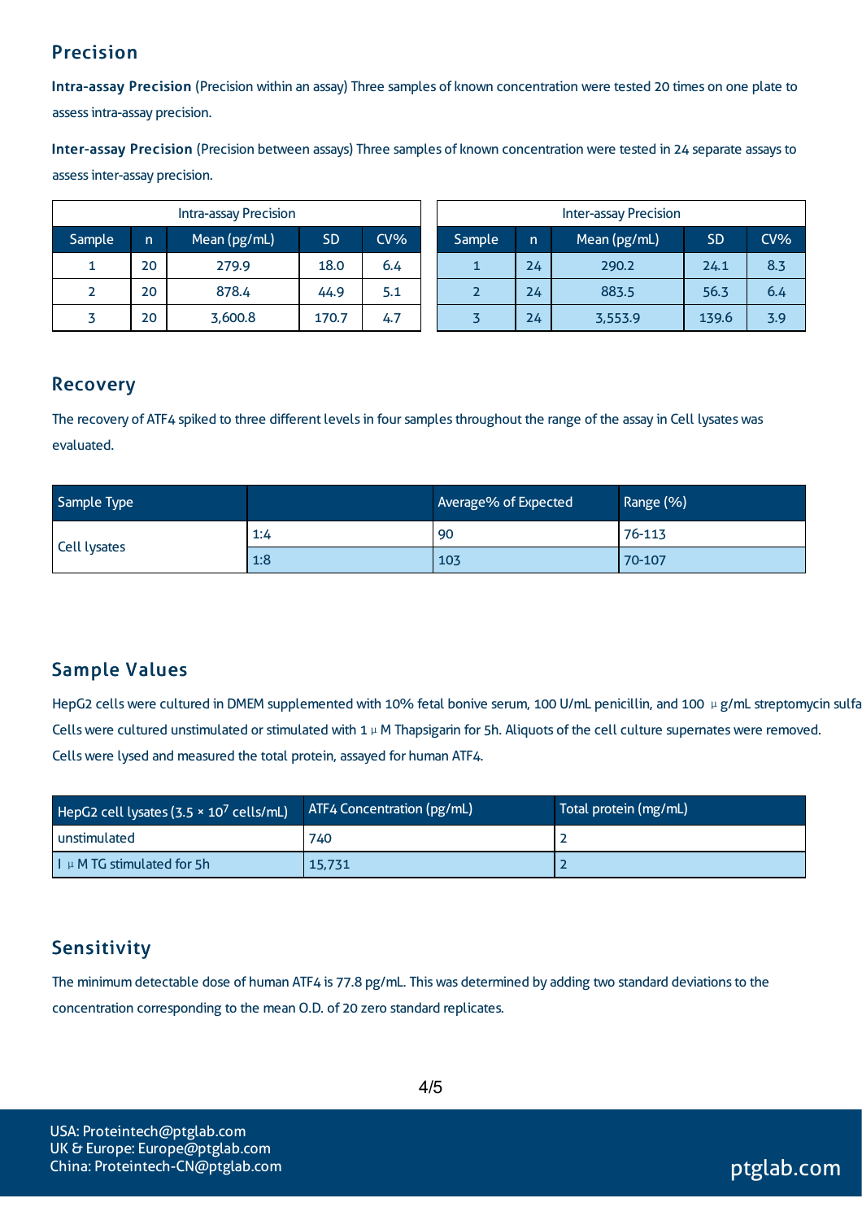## Precision

**Intra-assay Precision** (Precision within an assay) Three samples of known concentration were tested 20 times on one plate to assess intra-assay precision.

**Inter-assay Precision** (Precision between assays) Three samples of known concentration were tested in 24 separate assays to assess inter-assay precision.

| Intra-assay Precision | | | | |
|---|---|---|---|---|
| Sample | n | Mean (pg/mL) | SD | CV% |
| 1 | 20 | 279.9 | 18.0 | 6.4 |
| 2 | 20 | 878.4 | 44.9 | 5.1 |
| 3 | 20 | 3,600.8 | 170.7 | 4.7 |

| Inter-assay Precision | | | | |
|---|---|---|---|---|
| Sample | n | Mean (pg/mL) | SD | CV% |
| 1 | 24 | 290.2 | 24.1 | 8.3 |
| 2 | 24 | 883.5 | 56.3 | 6.4 |
| 3 | 24 | 3,553.9 | 139.6 | 3.9 |

## Recovery

The recovery of ATF4 spiked to three different levels in four samples throughout the range of the assay in Cell lysates was evaluated.

| Sample Type | | Average% of Expected | Range (%) |
|---|---|---|---|
| Cell lysates | 1:4 | 90 | 76-113 |
| | 1:8 | 103 | 70-107 |

## Sample Values

HepG2 cells were cultured in DMEM supplemented with 10% fetal bonive serum, 100 U/mL penicillin, and 100 μg/mL streptomycin sulfa Cells were cultured unstimulated or stimulated with 1 μM Thapsigarin for 5h. Aliquots of the cell culture supernates were removed. Cells were lysed and measured the total protein, assayed for human ATF4.

| HepG2 cell lysates ($3.5 \times 10^7$ cells/mL) | ATF4 Concentration (pg/mL) | Total protein (mg/mL) |
|---|---|---|
| unstimulated | 740 | 2 |
| I μM TG stimulated for 5h | 15,731 | 2 |

## Sensitivity

The minimum detectable dose of human ATF4 is 77.8 pg/mL. This was determined by adding two standard deviations to the concentration corresponding to the mean O.D. of 20 zero standard replicates.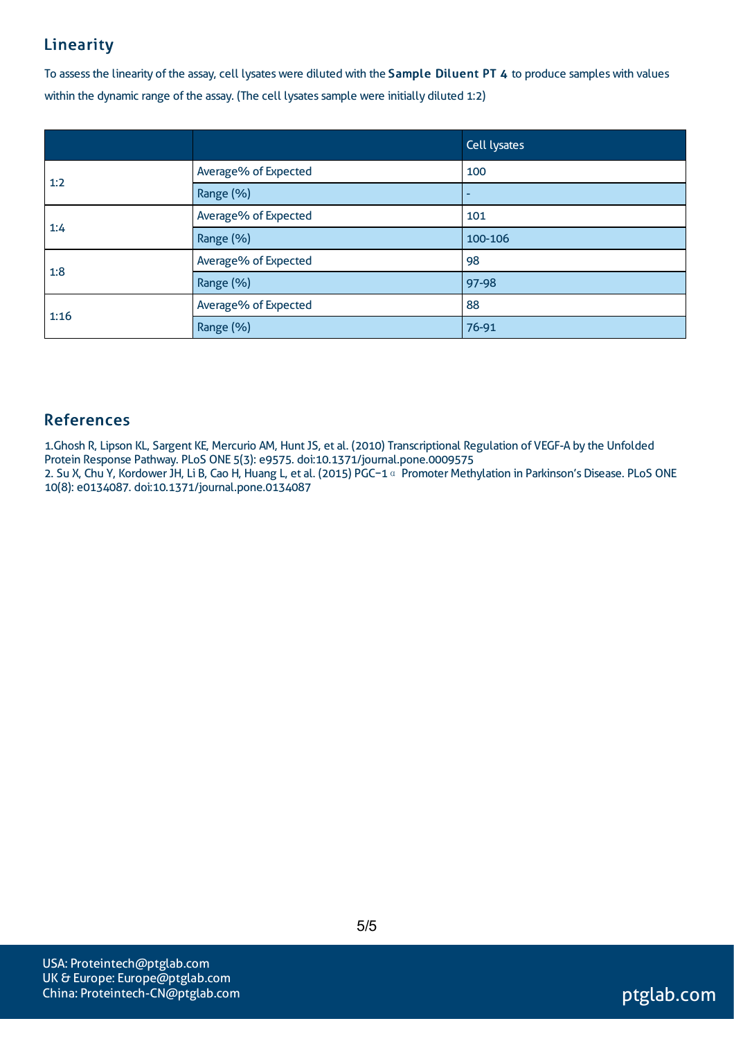## Linearity

To assess the linearity of the assay, cell lysates were diluted with the **Sample Diluent PT 4** to produce samples with values within the dynamic range of the assay. (The cell lysates sample were initially diluted 1:2)

| | | Cell lysates |
|---|---|---|
| 1:2 | Average% of Expected | 100 |
| | Range (%) | - |
| 1:4 | Average% of Expected | 101 |
| | Range (%) | 100-106 |
| 1:8 | Average% of Expected | 98 |
| | Range (%) | 97-98 |
| 1:16 | Average% of Expected | 88 |
| | Range (%) | 76-91 |

## References

1.Ghosh R, Lipson KL, Sargent KE, Mercurio AM, Hunt JS, et al. (2010) Transcriptional Regulation of VEGF-A by the Unfolded Protein Response Pathway. PLoS ONE 5(3): e9575. doi:10.1371/journal.pone.0009575
2. Su X, Chu Y, Kordower JH, Li B, Cao H, Huang L, et al. (2015) PGC−1α Promoter Methylation in Parkinson's Disease. PLoS ONE 10(8): e0134087. doi:10.1371/journal.pone.0134087

USA: Proteintech@ptglab.com
UK & Europe: Europe@ptglab.com
China: Proteintech-CN@ptglab.com

ptglab.com